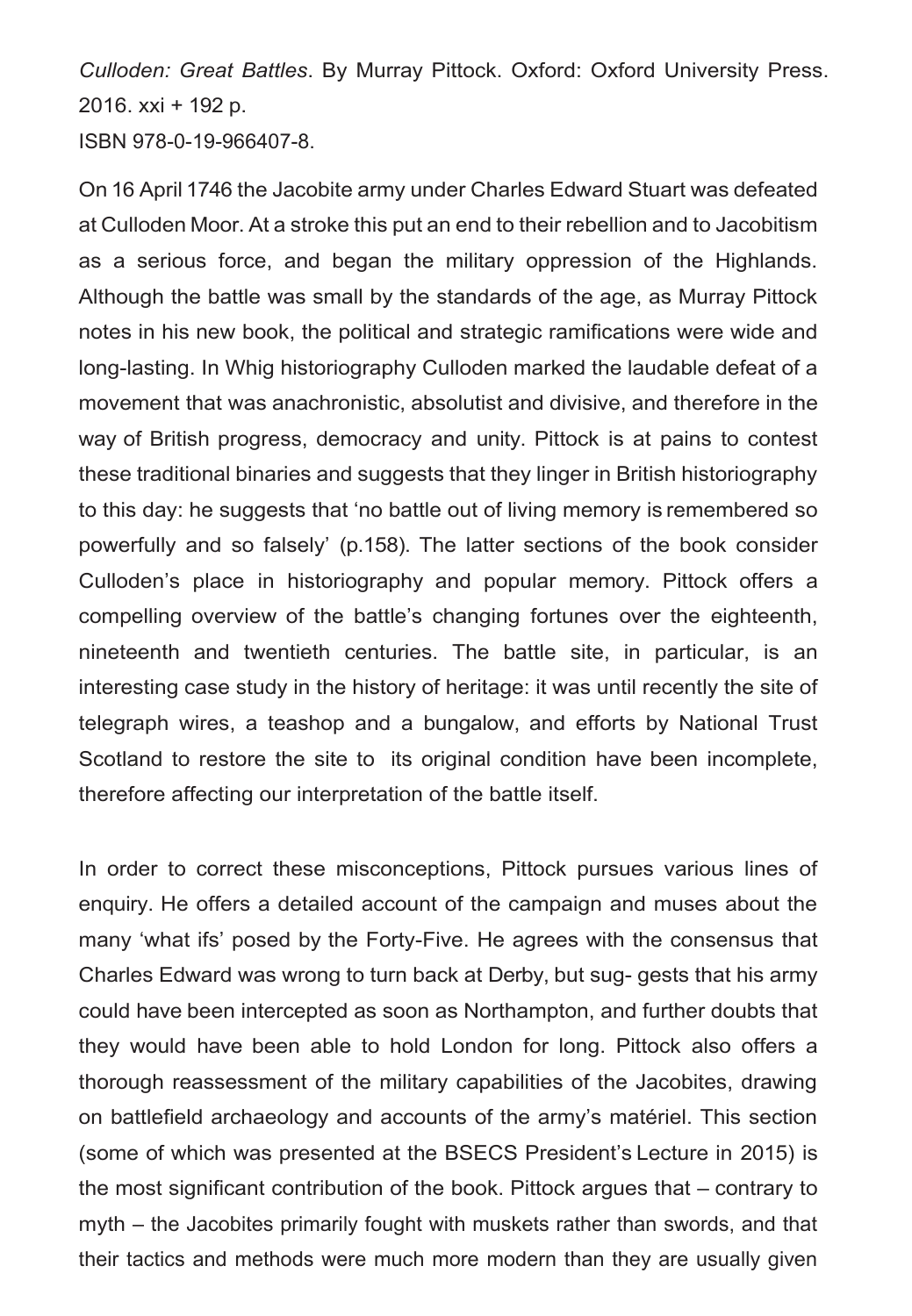*Culloden: Great Battles*. By Murray Pittock. Oxford: Oxford University Press. 2016. xxi + 192 p.
ISBN 978-0-19-966407-8.

On 16 April 1746 the Jacobite army under Charles Edward Stuart was defeated at Culloden Moor. At a stroke this put an end to their rebellion and to Jacobitism as a serious force, and began the military oppression of the Highlands. Although the battle was small by the standards of the age, as Murray Pittock notes in his new book, the political and strategic ramifications were wide and long-lasting. In Whig historiography Culloden marked the laudable defeat of a movement that was anachronistic, absolutist and divisive, and therefore in the way of British progress, democracy and unity. Pittock is at pains to contest these traditional binaries and suggests that they linger in British historiography to this day: he suggests that 'no battle out of living memory is remembered so powerfully and so falsely' (p.158). The latter sections of the book consider Culloden's place in historiography and popular memory. Pittock offers a compelling overview of the battle's changing fortunes over the eighteenth, nineteenth and twentieth centuries. The battle site, in particular, is an interesting case study in the history of heritage: it was until recently the site of telegraph wires, a teashop and a bungalow, and efforts by National Trust Scotland to restore the site to its original condition have been incomplete, therefore affecting our interpretation of the battle itself.

In order to correct these misconceptions, Pittock pursues various lines of enquiry. He offers a detailed account of the campaign and muses about the many 'what ifs' posed by the Forty-Five. He agrees with the consensus that Charles Edward was wrong to turn back at Derby, but suggests that his army could have been intercepted as soon as Northampton, and further doubts that they would have been able to hold London for long. Pittock also offers a thorough reassessment of the military capabilities of the Jacobites, drawing on battlefield archaeology and accounts of the army's matériel. This section (some of which was presented at the BSECS President's Lecture in 2015) is the most significant contribution of the book. Pittock argues that – contrary to myth – the Jacobites primarily fought with muskets rather than swords, and that their tactics and methods were much more modern than they are usually given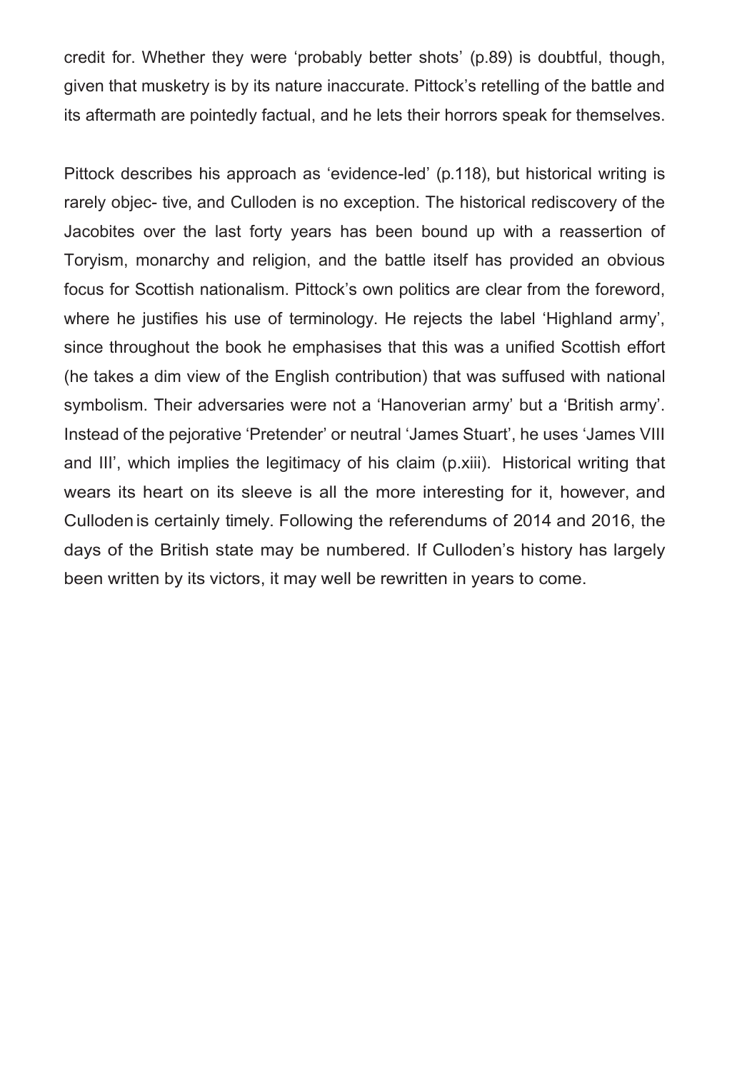credit for. Whether they were 'probably better shots' (p.89) is doubtful, though, given that musketry is by its nature inaccurate. Pittock's retelling of the battle and its aftermath are pointedly factual, and he lets their horrors speak for themselves.

Pittock describes his approach as 'evidence-led' (p.118), but historical writing is rarely objec- tive, and Culloden is no exception. The historical rediscovery of the Jacobites over the last forty years has been bound up with a reassertion of Toryism, monarchy and religion, and the battle itself has provided an obvious focus for Scottish nationalism. Pittock's own politics are clear from the foreword, where he justifies his use of terminology. He rejects the label 'Highland army', since throughout the book he emphasises that this was a unified Scottish effort (he takes a dim view of the English contribution) that was suffused with national symbolism. Their adversaries were not a 'Hanoverian army' but a 'British army'. Instead of the pejorative 'Pretender' or neutral 'James Stuart', he uses 'James VIII and III', which implies the legitimacy of his claim (p.xiii). Historical writing that wears its heart on its sleeve is all the more interesting for it, however, and Culloden is certainly timely. Following the referendums of 2014 and 2016, the days of the British state may be numbered. If Culloden's history has largely been written by its victors, it may well be rewritten in years to come.